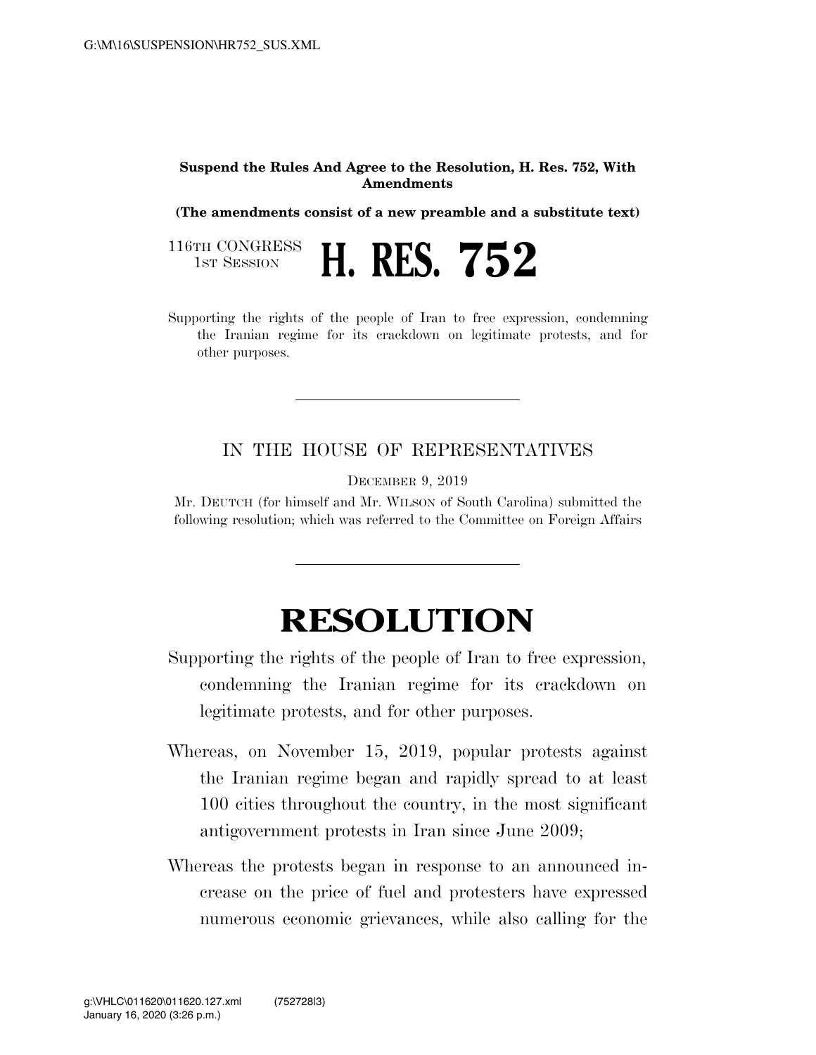**Suspend the Rules And Agree to the Resolution, H. Res. 752, With Amendments**

**(The amendments consist of a new preamble and a substitute text)**

116TH CONGRESS
1ST SESSION

# H. RES. 752

Supporting the rights of the people of Iran to free expression, condemning the Iranian regime for its crackdown on legitimate protests, and for other purposes.

---

IN THE HOUSE OF REPRESENTATIVES

DECEMBER 9, 2019

Mr. DEUTCH (for himself and Mr. WILSON of South Carolina) submitted the following resolution; which was referred to the Committee on Foreign Affairs

---

# RESOLUTION

Supporting the rights of the people of Iran to free expression, condemning the Iranian regime for its crackdown on legitimate protests, and for other purposes.

Whereas, on November 15, 2019, popular protests against the Iranian regime began and rapidly spread to at least 100 cities throughout the country, in the most significant antigovernment protests in Iran since June 2009;

Whereas the protests began in response to an announced increase on the price of fuel and protesters have expressed numerous economic grievances, while also calling for the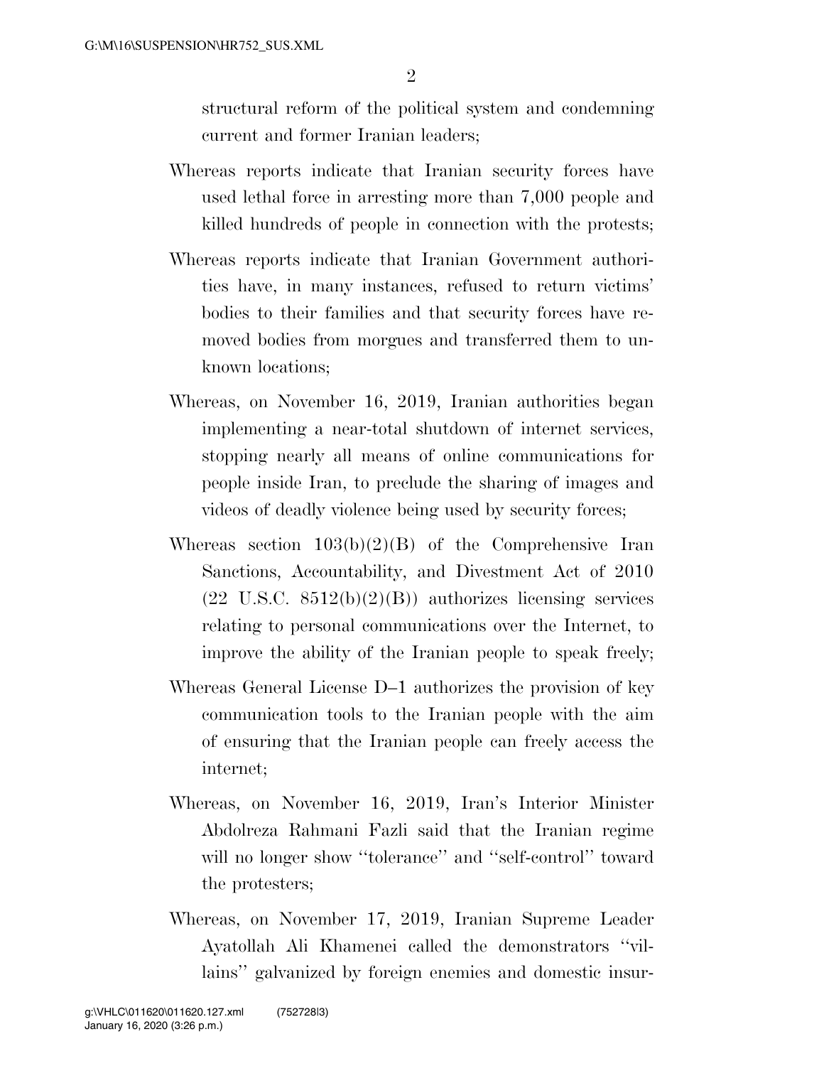structural reform of the political system and condemning current and former Iranian leaders;

Whereas reports indicate that Iranian security forces have used lethal force in arresting more than 7,000 people and killed hundreds of people in connection with the protests;

Whereas reports indicate that Iranian Government authorities have, in many instances, refused to return victims' bodies to their families and that security forces have removed bodies from morgues and transferred them to unknown locations;

Whereas, on November 16, 2019, Iranian authorities began implementing a near-total shutdown of internet services, stopping nearly all means of online communications for people inside Iran, to preclude the sharing of images and videos of deadly violence being used by security forces;

Whereas section 103(b)(2)(B) of the Comprehensive Iran Sanctions, Accountability, and Divestment Act of 2010 (22 U.S.C. 8512(b)(2)(B)) authorizes licensing services relating to personal communications over the Internet, to improve the ability of the Iranian people to speak freely;

Whereas General License D–1 authorizes the provision of key communication tools to the Iranian people with the aim of ensuring that the Iranian people can freely access the internet;

Whereas, on November 16, 2019, Iran's Interior Minister Abdolreza Rahmani Fazli said that the Iranian regime will no longer show ''tolerance'' and ''self-control'' toward the protesters;

Whereas, on November 17, 2019, Iranian Supreme Leader Ayatollah Ali Khamenei called the demonstrators ''villains'' galvanized by foreign enemies and domestic insur-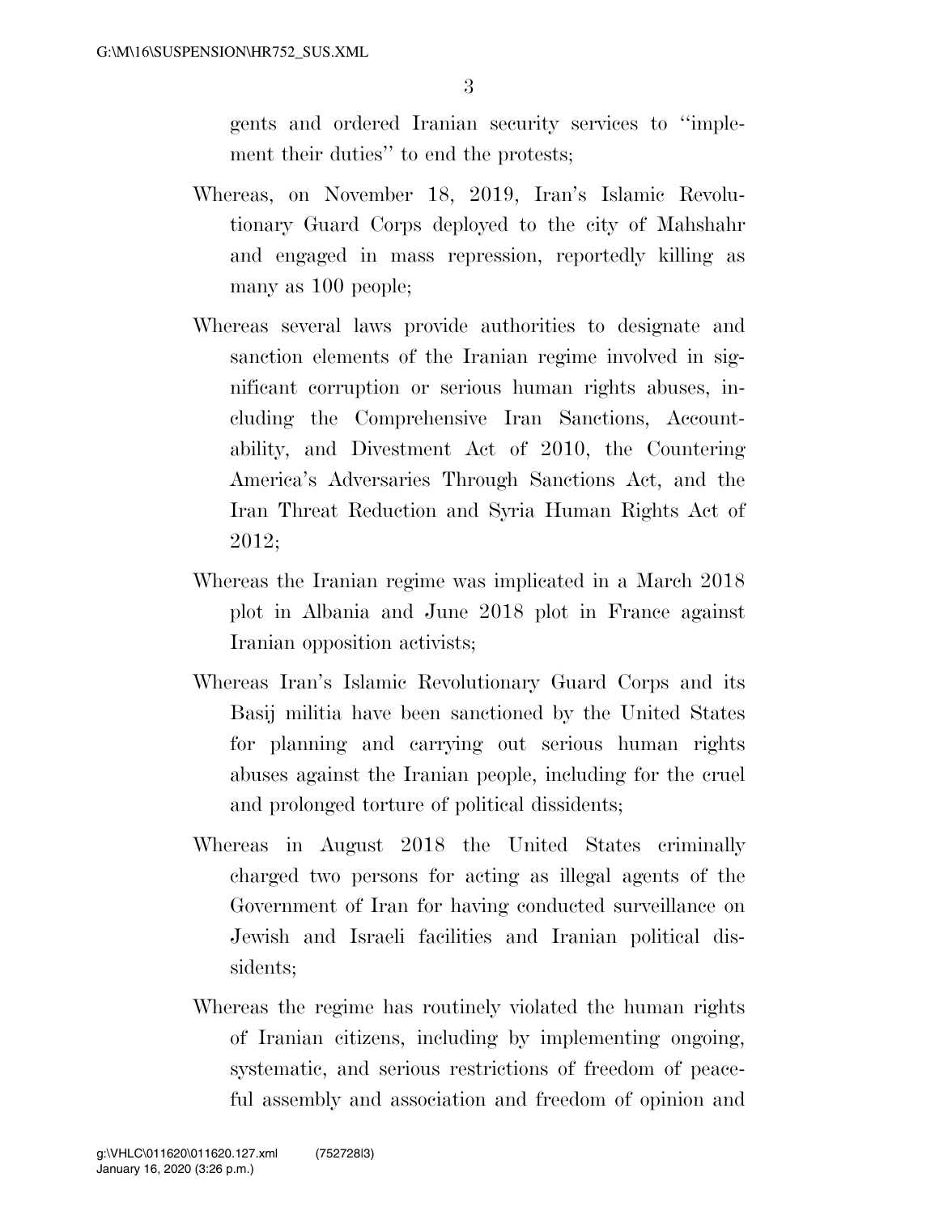gents and ordered Iranian security services to "implement their duties" to end the protests;

Whereas, on November 18, 2019, Iran's Islamic Revolutionary Guard Corps deployed to the city of Mahshahr and engaged in mass repression, reportedly killing as many as 100 people;

Whereas several laws provide authorities to designate and sanction elements of the Iranian regime involved in significant corruption or serious human rights abuses, including the Comprehensive Iran Sanctions, Accountability, and Divestment Act of 2010, the Countering America's Adversaries Through Sanctions Act, and the Iran Threat Reduction and Syria Human Rights Act of 2012;

Whereas the Iranian regime was implicated in a March 2018 plot in Albania and June 2018 plot in France against Iranian opposition activists;

Whereas Iran's Islamic Revolutionary Guard Corps and its Basij militia have been sanctioned by the United States for planning and carrying out serious human rights abuses against the Iranian people, including for the cruel and prolonged torture of political dissidents;

Whereas in August 2018 the United States criminally charged two persons for acting as illegal agents of the Government of Iran for having conducted surveillance on Jewish and Israeli facilities and Iranian political dissidents;

Whereas the regime has routinely violated the human rights of Iranian citizens, including by implementing ongoing, systematic, and serious restrictions of freedom of peaceful assembly and association and freedom of opinion and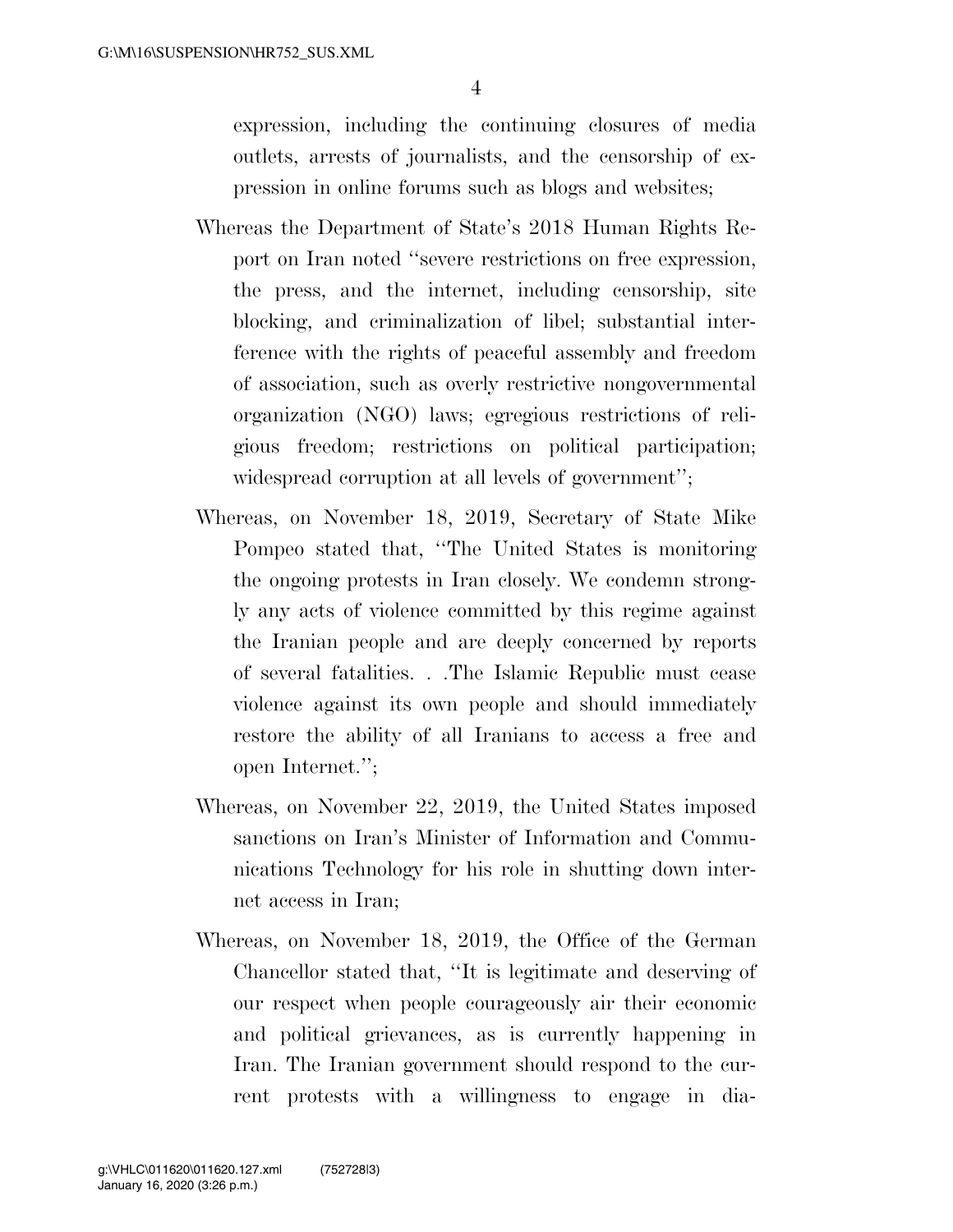expression, including the continuing closures of media outlets, arrests of journalists, and the censorship of expression in online forums such as blogs and websites;

Whereas the Department of State's 2018 Human Rights Report on Iran noted "severe restrictions on free expression, the press, and the internet, including censorship, site blocking, and criminalization of libel; substantial interference with the rights of peaceful assembly and freedom of association, such as overly restrictive nongovernmental organization (NGO) laws; egregious restrictions of religious freedom; restrictions on political participation; widespread corruption at all levels of government";

Whereas, on November 18, 2019, Secretary of State Mike Pompeo stated that, "The United States is monitoring the ongoing protests in Iran closely. We condemn strongly any acts of violence committed by this regime against the Iranian people and are deeply concerned by reports of several fatalities. . .The Islamic Republic must cease violence against its own people and should immediately restore the ability of all Iranians to access a free and open Internet.";

Whereas, on November 22, 2019, the United States imposed sanctions on Iran's Minister of Information and Communications Technology for his role in shutting down internet access in Iran;

Whereas, on November 18, 2019, the Office of the German Chancellor stated that, "It is legitimate and deserving of our respect when people courageously air their economic and political grievances, as is currently happening in Iran. The Iranian government should respond to the current protests with a willingness to engage in dia-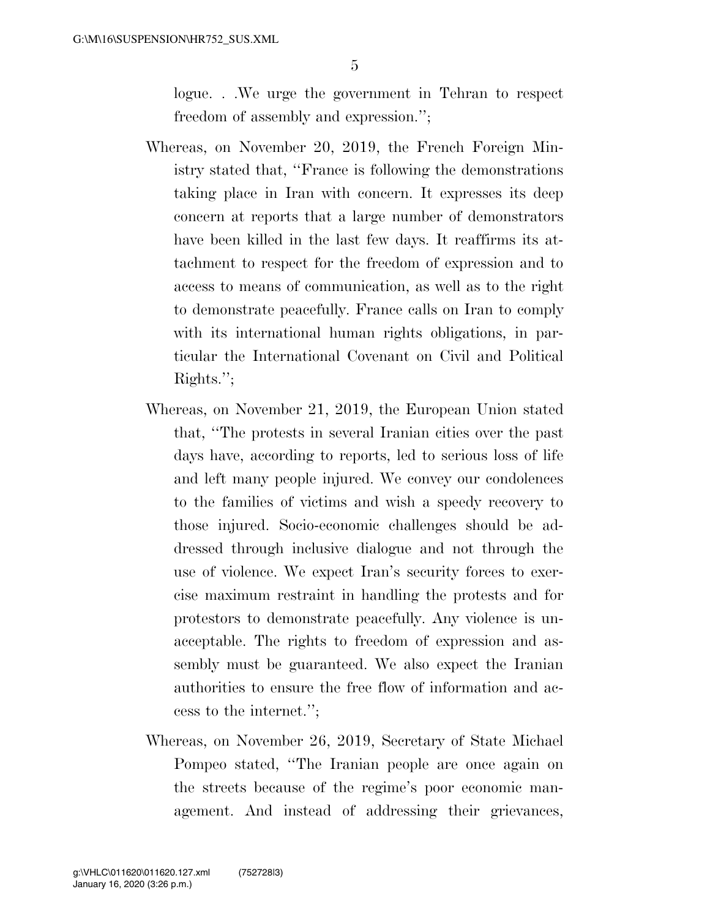logue. . .We urge the government in Tehran to respect freedom of assembly and expression.'';

Whereas, on November 20, 2019, the French Foreign Ministry stated that, ''France is following the demonstrations taking place in Iran with concern. It expresses its deep concern at reports that a large number of demonstrators have been killed in the last few days. It reaffirms its attachment to respect for the freedom of expression and to access to means of communication, as well as to the right to demonstrate peacefully. France calls on Iran to comply with its international human rights obligations, in particular the International Covenant on Civil and Political Rights.'';

Whereas, on November 21, 2019, the European Union stated that, ''The protests in several Iranian cities over the past days have, according to reports, led to serious loss of life and left many people injured. We convey our condolences to the families of victims and wish a speedy recovery to those injured. Socio-economic challenges should be addressed through inclusive dialogue and not through the use of violence. We expect Iran's security forces to exercise maximum restraint in handling the protests and for protestors to demonstrate peacefully. Any violence is unacceptable. The rights to freedom of expression and assembly must be guaranteed. We also expect the Iranian authorities to ensure the free flow of information and access to the internet.'';

Whereas, on November 26, 2019, Secretary of State Michael Pompeo stated, ''The Iranian people are once again on the streets because of the regime's poor economic management. And instead of addressing their grievances,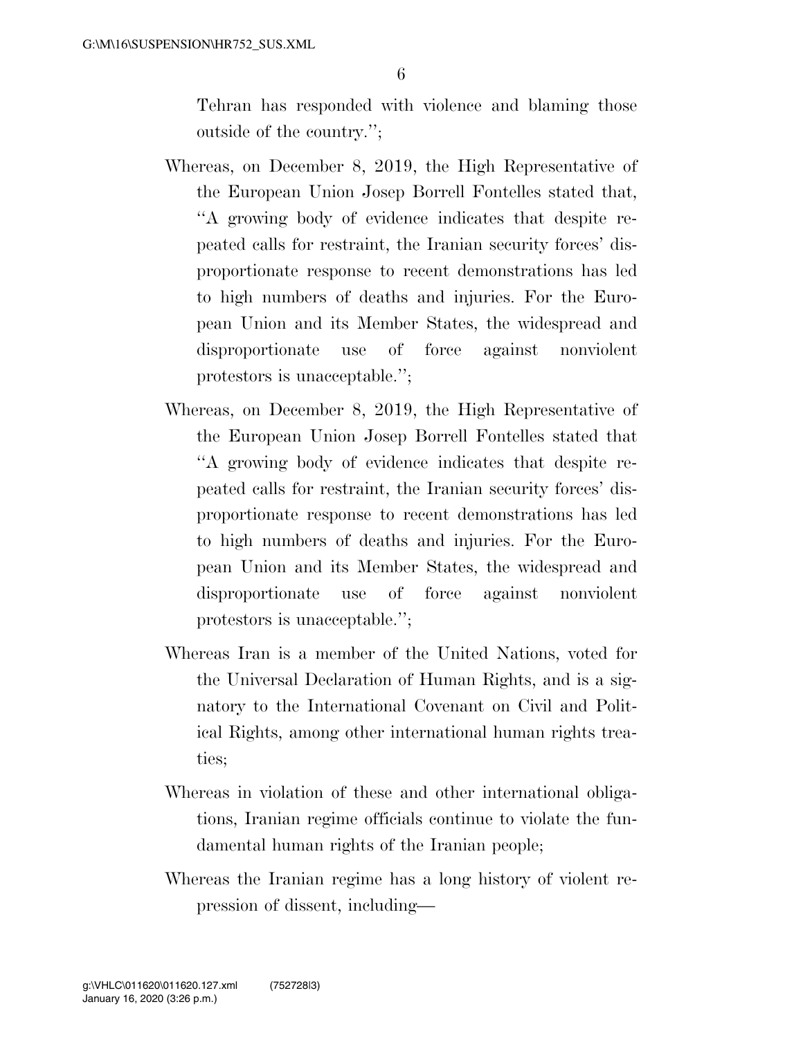Tehran has responded with violence and blaming those outside of the country.'';

Whereas, on December 8, 2019, the High Representative of the European Union Josep Borrell Fontelles stated that, ''A growing body of evidence indicates that despite repeated calls for restraint, the Iranian security forces' disproportionate response to recent demonstrations has led to high numbers of deaths and injuries. For the European Union and its Member States, the widespread and disproportionate use of force against nonviolent protestors is unacceptable.'';

Whereas, on December 8, 2019, the High Representative of the European Union Josep Borrell Fontelles stated that ''A growing body of evidence indicates that despite repeated calls for restraint, the Iranian security forces' disproportionate response to recent demonstrations has led to high numbers of deaths and injuries. For the European Union and its Member States, the widespread and disproportionate use of force against nonviolent protestors is unacceptable.'';

Whereas Iran is a member of the United Nations, voted for the Universal Declaration of Human Rights, and is a signatory to the International Covenant on Civil and Political Rights, among other international human rights treaties;

Whereas in violation of these and other international obligations, Iranian regime officials continue to violate the fundamental human rights of the Iranian people;

Whereas the Iranian regime has a long history of violent repression of dissent, including—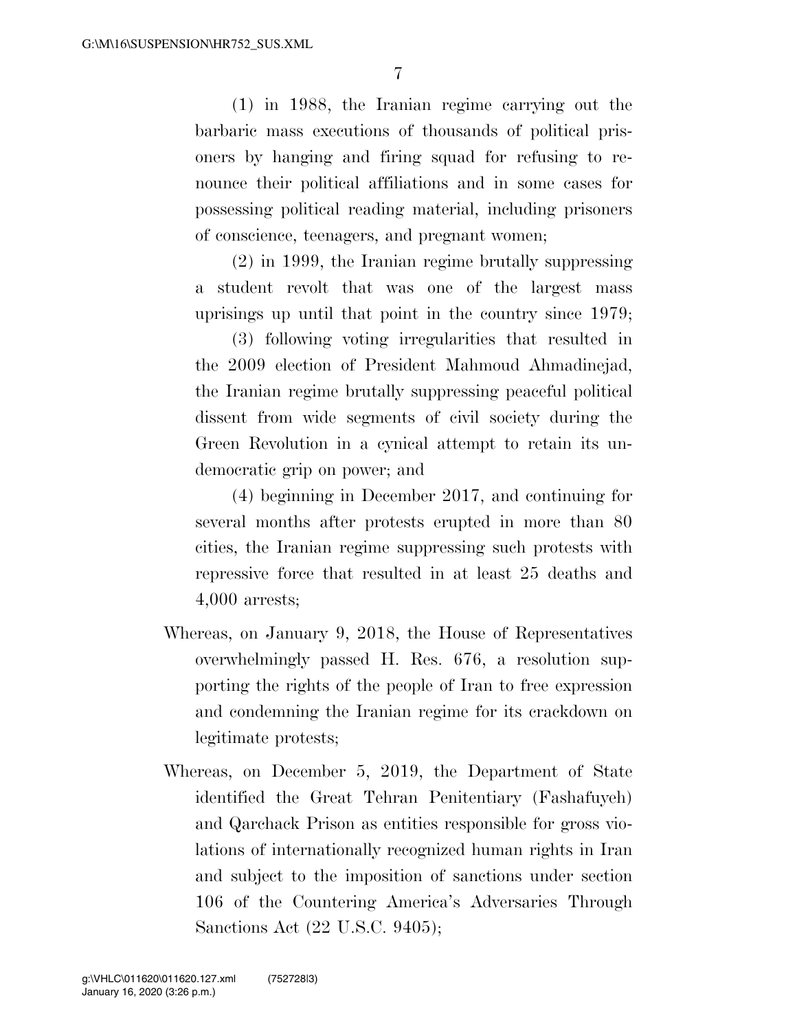(1) in 1988, the Iranian regime carrying out the barbaric mass executions of thousands of political prisoners by hanging and firing squad for refusing to renounce their political affiliations and in some cases for possessing political reading material, including prisoners of conscience, teenagers, and pregnant women;

(2) in 1999, the Iranian regime brutally suppressing a student revolt that was one of the largest mass uprisings up until that point in the country since 1979;

(3) following voting irregularities that resulted in the 2009 election of President Mahmoud Ahmadinejad, the Iranian regime brutally suppressing peaceful political dissent from wide segments of civil society during the Green Revolution in a cynical attempt to retain its undemocratic grip on power; and

(4) beginning in December 2017, and continuing for several months after protests erupted in more than 80 cities, the Iranian regime suppressing such protests with repressive force that resulted in at least 25 deaths and 4,000 arrests;

Whereas, on January 9, 2018, the House of Representatives overwhelmingly passed H. Res. 676, a resolution supporting the rights of the people of Iran to free expression and condemning the Iranian regime for its crackdown on legitimate protests;

Whereas, on December 5, 2019, the Department of State identified the Great Tehran Penitentiary (Fashafuyeh) and Qarchack Prison as entities responsible for gross violations of internationally recognized human rights in Iran and subject to the imposition of sanctions under section 106 of the Countering America's Adversaries Through Sanctions Act (22 U.S.C. 9405);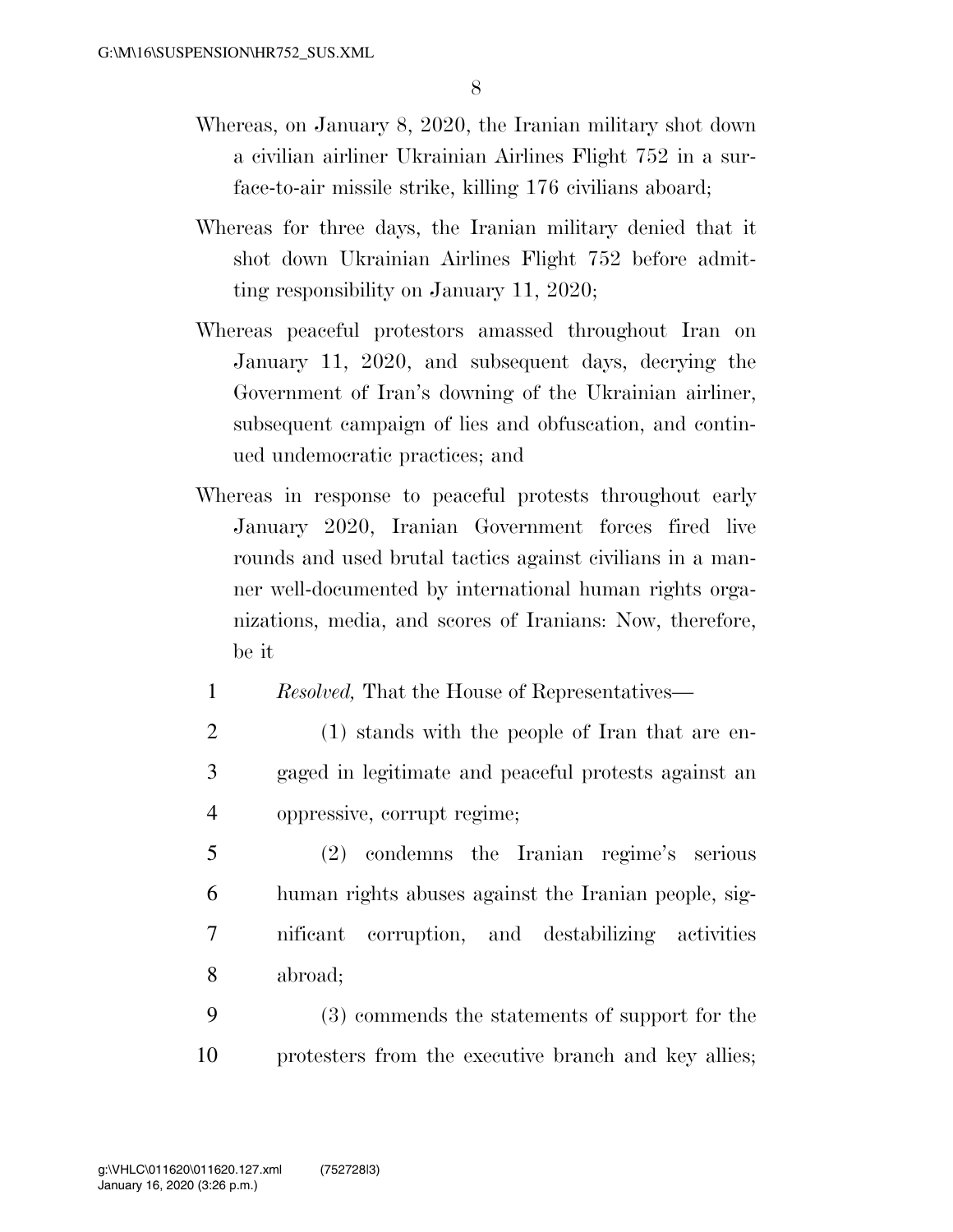Whereas, on January 8, 2020, the Iranian military shot down a civilian airliner Ukrainian Airlines Flight 752 in a surface-to-air missile strike, killing 176 civilians aboard;

Whereas for three days, the Iranian military denied that it shot down Ukrainian Airlines Flight 752 before admitting responsibility on January 11, 2020;

Whereas peaceful protestors amassed throughout Iran on January 11, 2020, and subsequent days, decrying the Government of Iran's downing of the Ukrainian airliner, subsequent campaign of lies and obfuscation, and continued undemocratic practices; and

Whereas in response to peaceful protests throughout early January 2020, Iranian Government forces fired live rounds and used brutal tactics against civilians in a manner well-documented by international human rights organizations, media, and scores of Iranians: Now, therefore, be it

1 *Resolved,* That the House of Representatives—

2 (1) stands with the people of Iran that are en-
3 gaged in legitimate and peaceful protests against an
4 oppressive, corrupt regime;

5 (2) condemns the Iranian regime's serious
6 human rights abuses against the Iranian people, sig-
7 nificant corruption, and destabilizing activities
8 abroad;

9 (3) commends the statements of support for the
10 protesters from the executive branch and key allies;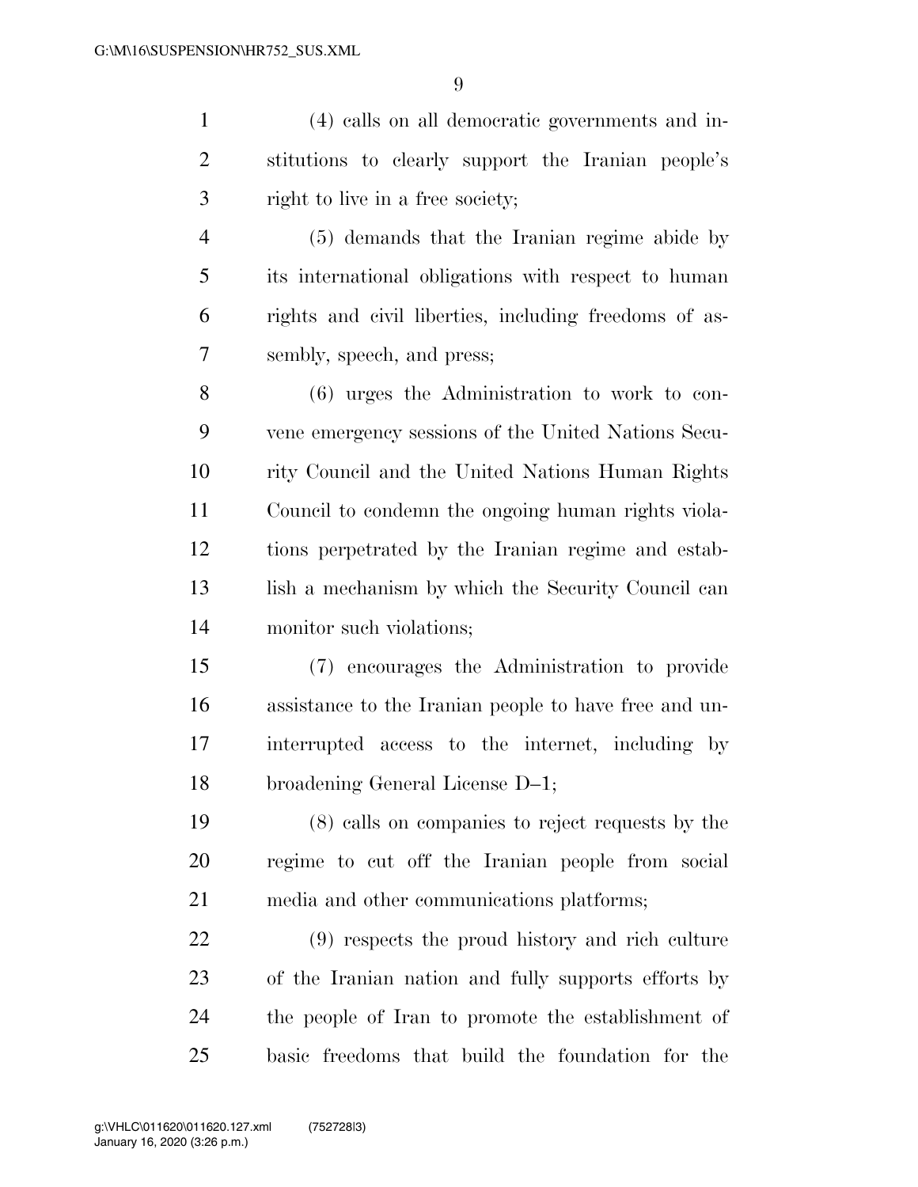(4) calls on all democratic governments and institutions to clearly support the Iranian people's right to live in a free society;

(5) demands that the Iranian regime abide by its international obligations with respect to human rights and civil liberties, including freedoms of assembly, speech, and press;

(6) urges the Administration to work to convene emergency sessions of the United Nations Security Council and the United Nations Human Rights Council to condemn the ongoing human rights violations perpetrated by the Iranian regime and establish a mechanism by which the Security Council can monitor such violations;

(7) encourages the Administration to provide assistance to the Iranian people to have free and uninterrupted access to the internet, including by broadening General License D–1;

(8) calls on companies to reject requests by the regime to cut off the Iranian people from social media and other communications platforms;

(9) respects the proud history and rich culture of the Iranian nation and fully supports efforts by the people of Iran to promote the establishment of basic freedoms that build the foundation for the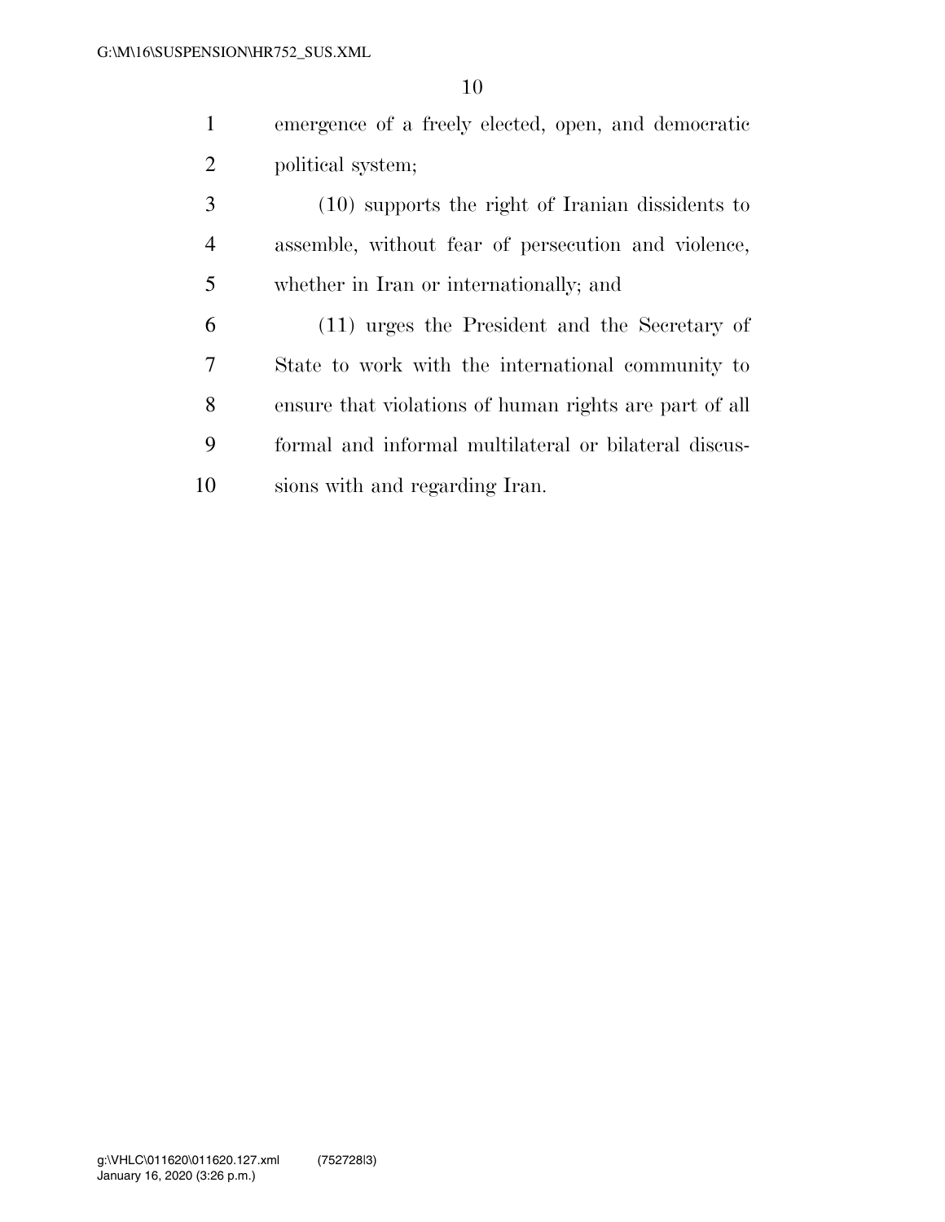emergence of a freely elected, open, and democratic political system;

(10) supports the right of Iranian dissidents to assemble, without fear of persecution and violence, whether in Iran or internationally; and

(11) urges the President and the Secretary of State to work with the international community to ensure that violations of human rights are part of all formal and informal multilateral or bilateral discussions with and regarding Iran.